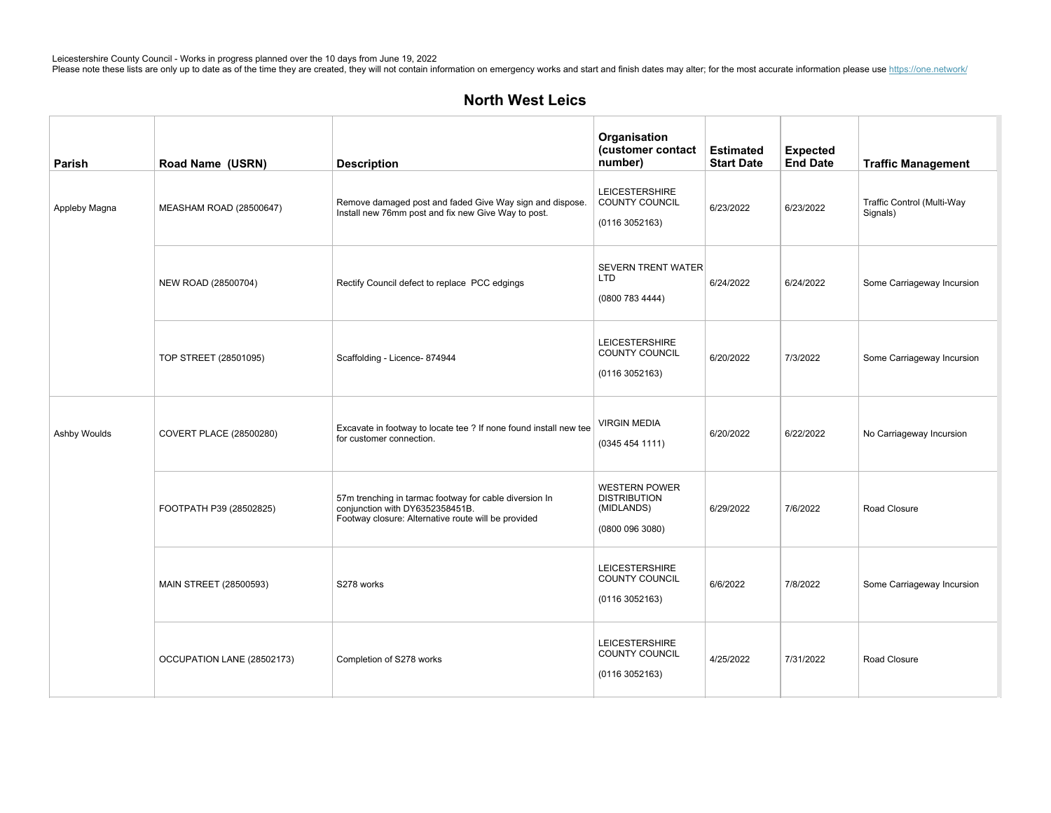Leicestershire County Council - Works in progress planned over the 10 days from June 19, 2022
Please note these lists are only up to date as of the time they are created, they will not contain information on emergency works and start and finish dates may alter; for the most accurate information please use https://one.network/

## North West Leics

| Parish | Road Name (USRN) | Description | Organisation (customer contact number) | Estimated Start Date | Expected End Date | Traffic Management |
|---|---|---|---|---|---|---|
| Appleby Magna | MEASHAM ROAD (28500647) | Remove damaged post and faded Give Way sign and dispose. Install new 76mm post and fix new Give Way to post. | LEICESTERSHIRE COUNTY COUNCIL (0116 3052163) | 6/23/2022 | 6/23/2022 | Traffic Control (Multi-Way Signals) |
| | NEW ROAD (28500704) | Rectify Council defect to replace PCC edgings | SEVERN TRENT WATER LTD (0800 783 4444) | 6/24/2022 | 6/24/2022 | Some Carriageway Incursion |
| | TOP STREET (28501095) | Scaffolding - Licence- 874944 | LEICESTERSHIRE COUNTY COUNCIL (0116 3052163) | 6/20/2022 | 7/3/2022 | Some Carriageway Incursion |
| Ashby Woulds | COVERT PLACE (28500280) | Excavate in footway to locate tee ? If none found install new tee for customer connection. | VIRGIN MEDIA (0345 454 1111) | 6/20/2022 | 6/22/2022 | No Carriageway Incursion |
| | FOOTPATH P39 (28502825) | 57m trenching in tarmac footway for cable diversion In conjunction with DY6352358451B. Footway closure: Alternative route will be provided | WESTERN POWER DISTRIBUTION (MIDLANDS) (0800 096 3080) | 6/29/2022 | 7/6/2022 | Road Closure |
| | MAIN STREET (28500593) | S278 works | LEICESTERSHIRE COUNTY COUNCIL (0116 3052163) | 6/6/2022 | 7/8/2022 | Some Carriageway Incursion |
| | OCCUPATION LANE (28502173) | Completion of S278 works | LEICESTERSHIRE COUNTY COUNCIL (0116 3052163) | 4/25/2022 | 7/31/2022 | Road Closure |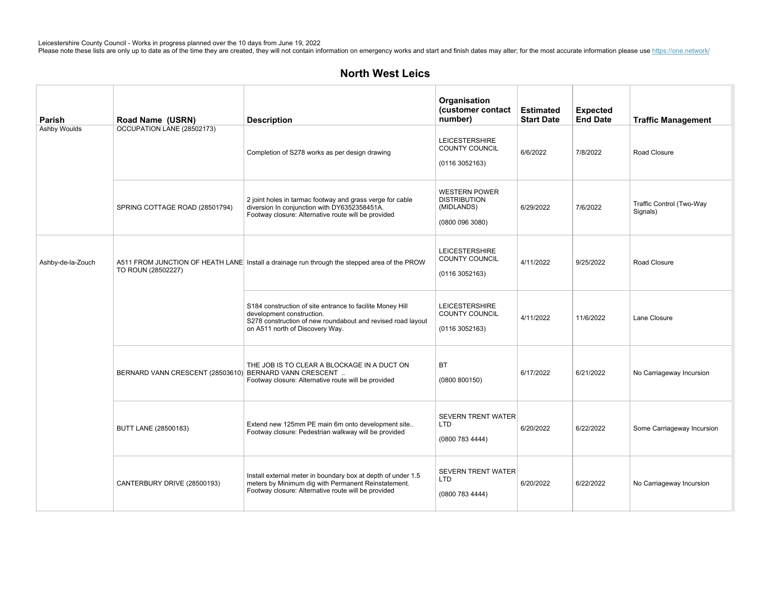Leicestershire County Council - Works in progress planned over the 10 days from June 19, 2022
Please note these lists are only up to date as of the time they are created, they will not contain information on emergency works and start and finish dates may alter; for the most accurate information please use https://one.network/

## North West Leics

| Parish | Road Name (USRN) | Description | Organisation (customer contact number) | Estimated Start Date | Expected End Date | Traffic Management |
|---|---|---|---|---|---|---|
| Ashby Woulds | OCCUPATION LANE (28502173) | Completion of S278 works as per design drawing | LEICESTERSHIRE COUNTY COUNCIL (0116 3052163) | 6/6/2022 | 7/8/2022 | Road Closure |
| | SPRING COTTAGE ROAD (28501794) | 2 joint holes in tarmac footway and grass verge for cable diversion In conjunction with DY6352358451A. Footway closure: Alternative route will be provided | WESTERN POWER DISTRIBUTION (MIDLANDS) (0800 096 3080) | 6/29/2022 | 7/6/2022 | Traffic Control (Two-Way Signals) |
| Ashby-de-la-Zouch | A511 FROM JUNCTION OF HEATH LANE TO ROUN (28502227) | Install a drainage run through the stepped area of the PROW | LEICESTERSHIRE COUNTY COUNCIL (0116 3052163) | 4/11/2022 | 9/25/2022 | Road Closure |
| | | S184 construction of site entrance to facilite Money Hill development construction. S278 construction of new roundabout and revised road layout on A511 north of Discovery Way. | LEICESTERSHIRE COUNTY COUNCIL (0116 3052163) | 4/11/2022 | 11/6/2022 | Lane Closure |
| | BERNARD VANN CRESCENT (28503610) | THE JOB IS TO CLEAR A BLOCKAGE IN A DUCT ON BERNARD VANN CRESCENT .. Footway closure: Alternative route will be provided | BT (0800 800150) | 6/17/2022 | 6/21/2022 | No Carriageway Incursion |
| | BUTT LANE (28500183) | Extend new 125mm PE main 6m onto development site.. Footway closure: Pedestrian walkway will be provided | SEVERN TRENT WATER LTD (0800 783 4444) | 6/20/2022 | 6/22/2022 | Some Carriageway Incursion |
| | CANTERBURY DRIVE (28500193) | Install external meter in boundary box at depth of under 1.5 meters by Minimum dig with Permanent Reinstatement. Footway closure: Alternative route will be provided | SEVERN TRENT WATER LTD (0800 783 4444) | 6/20/2022 | 6/22/2022 | No Carriageway Incursion |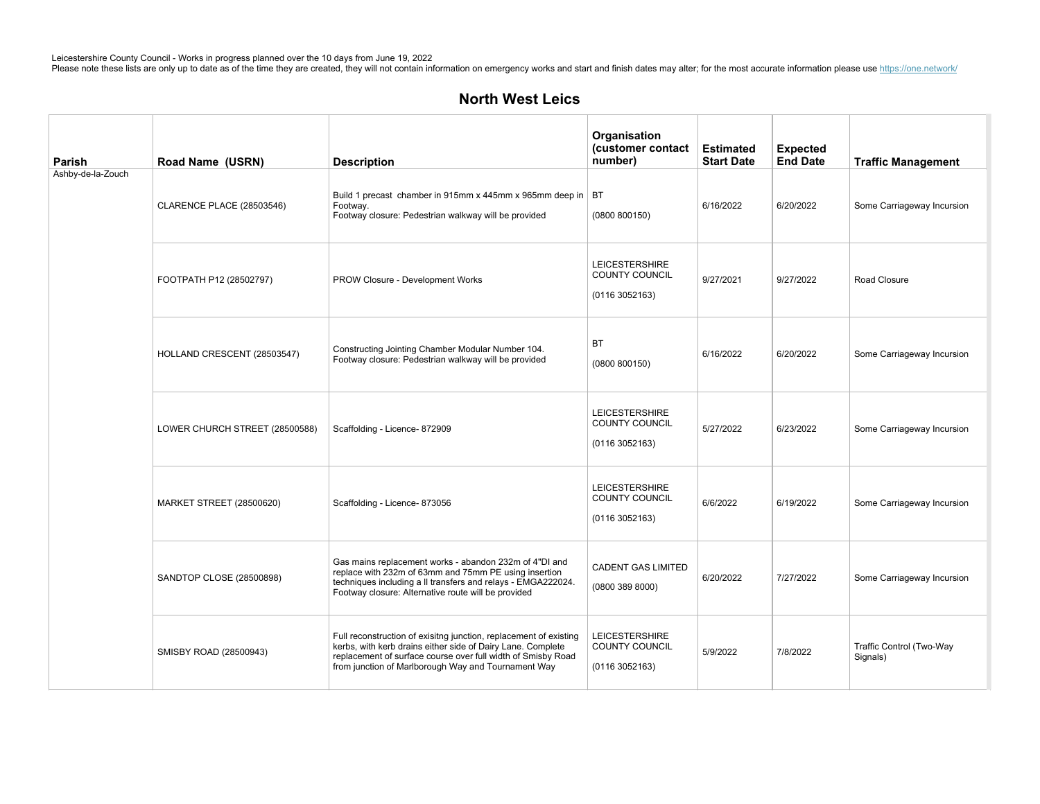Leicestershire County Council - Works in progress planned over the 10 days from June 19, 2022
Please note these lists are only up to date as of the time they are created, they will not contain information on emergency works and start and finish dates may alter; for the most accurate information please use https://one.network/

## North West Leics

| Parish | Road Name (USRN) | Description | Organisation (customer contact number) | Estimated Start Date | Expected End Date | Traffic Management |
|---|---|---|---|---|---|---|
| Ashby-de-la-Zouch | CLARENCE PLACE (28503546) | Build 1 precast chamber in 915mm x 445mm x 965mm deep in Footway. Footway closure: Pedestrian walkway will be provided | BT (0800 800150) | 6/16/2022 | 6/20/2022 | Some Carriageway Incursion |
| | FOOTPATH P12 (28502797) | PROW Closure - Development Works | LEICESTERSHIRE COUNTY COUNCIL (0116 3052163) | 9/27/2021 | 9/27/2022 | Road Closure |
| | HOLLAND CRESCENT (28503547) | Constructing Jointing Chamber Modular Number 104. Footway closure: Pedestrian walkway will be provided | BT (0800 800150) | 6/16/2022 | 6/20/2022 | Some Carriageway Incursion |
| | LOWER CHURCH STREET (28500588) | Scaffolding - Licence- 872909 | LEICESTERSHIRE COUNTY COUNCIL (0116 3052163) | 5/27/2022 | 6/23/2022 | Some Carriageway Incursion |
| | MARKET STREET (28500620) | Scaffolding - Licence- 873056 | LEICESTERSHIRE COUNTY COUNCIL (0116 3052163) | 6/6/2022 | 6/19/2022 | Some Carriageway Incursion |
| | SANDTOP CLOSE (28500898) | Gas mains replacement works - abandon 232m of 4"DI and replace with 232m of 63mm and 75mm PE using insertion techniques including a ll transfers and relays - EMGA222024. Footway closure: Alternative route will be provided | CADENT GAS LIMITED (0800 389 8000) | 6/20/2022 | 7/27/2022 | Some Carriageway Incursion |
| | SMISBY ROAD (28500943) | Full reconstruction of exisitng junction, replacement of existing kerbs, with kerb drains either side of Dairy Lane. Complete replacement of surface course over full width of Smisby Road from junction of Marlborough Way and Tournament Way | LEICESTERSHIRE COUNTY COUNCIL (0116 3052163) | 5/9/2022 | 7/8/2022 | Traffic Control (Two-Way Signals) |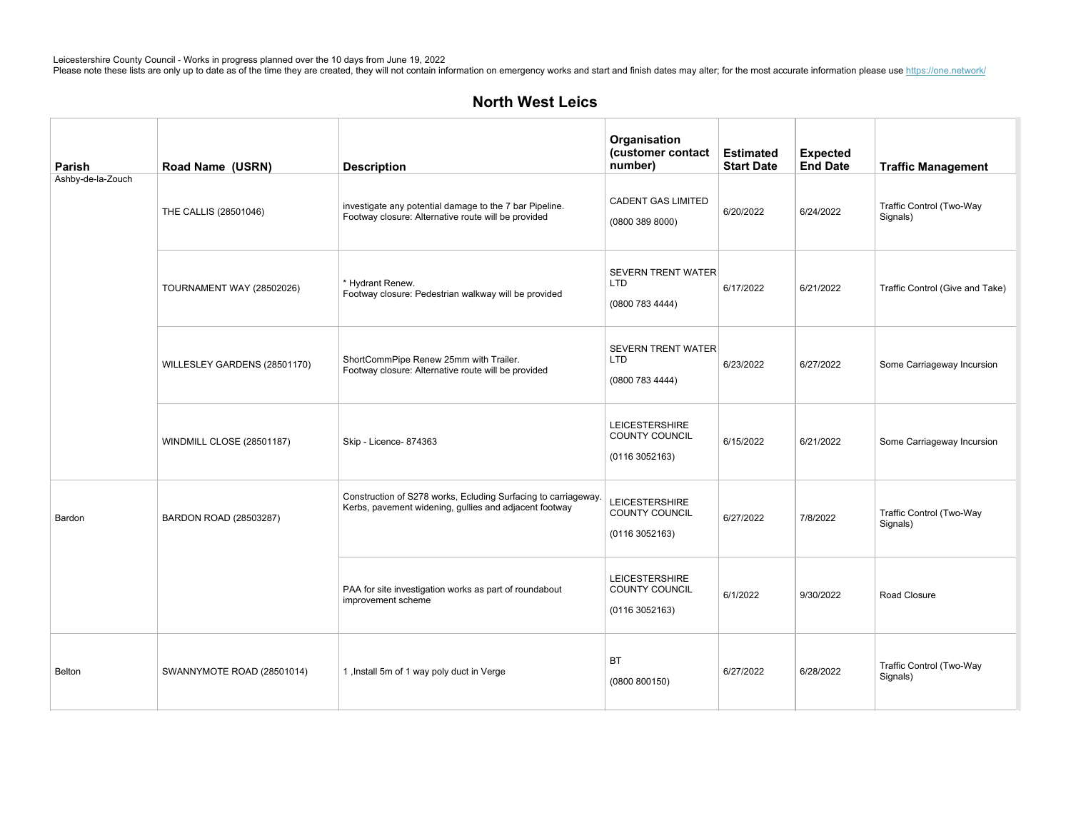Leicestershire County Council - Works in progress planned over the 10 days from June 19, 2022
Please note these lists are only up to date as of the time they are created, they will not contain information on emergency works and start and finish dates may alter; for the most accurate information please use https://one.network/

## North West Leics

| Parish | Road Name (USRN) | Description | Organisation (customer contact number) | Estimated Start Date | Expected End Date | Traffic Management |
|---|---|---|---|---|---|---|
| Ashby-de-la-Zouch | THE CALLIS (28501046) | investigate any potential damage to the 7 bar Pipeline. Footway closure: Alternative route will be provided | CADENT GAS LIMITED (0800 389 8000) | 6/20/2022 | 6/24/2022 | Traffic Control (Two-Way Signals) |
| | TOURNAMENT WAY (28502026) | * Hydrant Renew. Footway closure: Pedestrian walkway will be provided | SEVERN TRENT WATER LTD (0800 783 4444) | 6/17/2022 | 6/21/2022 | Traffic Control (Give and Take) |
| | WILLESLEY GARDENS (28501170) | ShortCommPipe Renew 25mm with Trailer. Footway closure: Alternative route will be provided | SEVERN TRENT WATER LTD (0800 783 4444) | 6/23/2022 | 6/27/2022 | Some Carriageway Incursion |
| | WINDMILL CLOSE (28501187) | Skip - Licence- 874363 | LEICESTERSHIRE COUNTY COUNCIL (0116 3052163) | 6/15/2022 | 6/21/2022 | Some Carriageway Incursion |
| Bardon | BARDON ROAD (28503287) | Construction of S278 works, Ecluding Surfacing to carriageway. Kerbs, pavement widening, gullies and adjacent footway | LEICESTERSHIRE COUNTY COUNCIL (0116 3052163) | 6/27/2022 | 7/8/2022 | Traffic Control (Two-Way Signals) |
| | | PAA for site investigation works as part of roundabout improvement scheme | LEICESTERSHIRE COUNTY COUNCIL (0116 3052163) | 6/1/2022 | 9/30/2022 | Road Closure |
| Belton | SWANNYMOTE ROAD (28501014) | 1 ,Install 5m of 1 way poly duct in Verge | BT (0800 800150) | 6/27/2022 | 6/28/2022 | Traffic Control (Two-Way Signals) |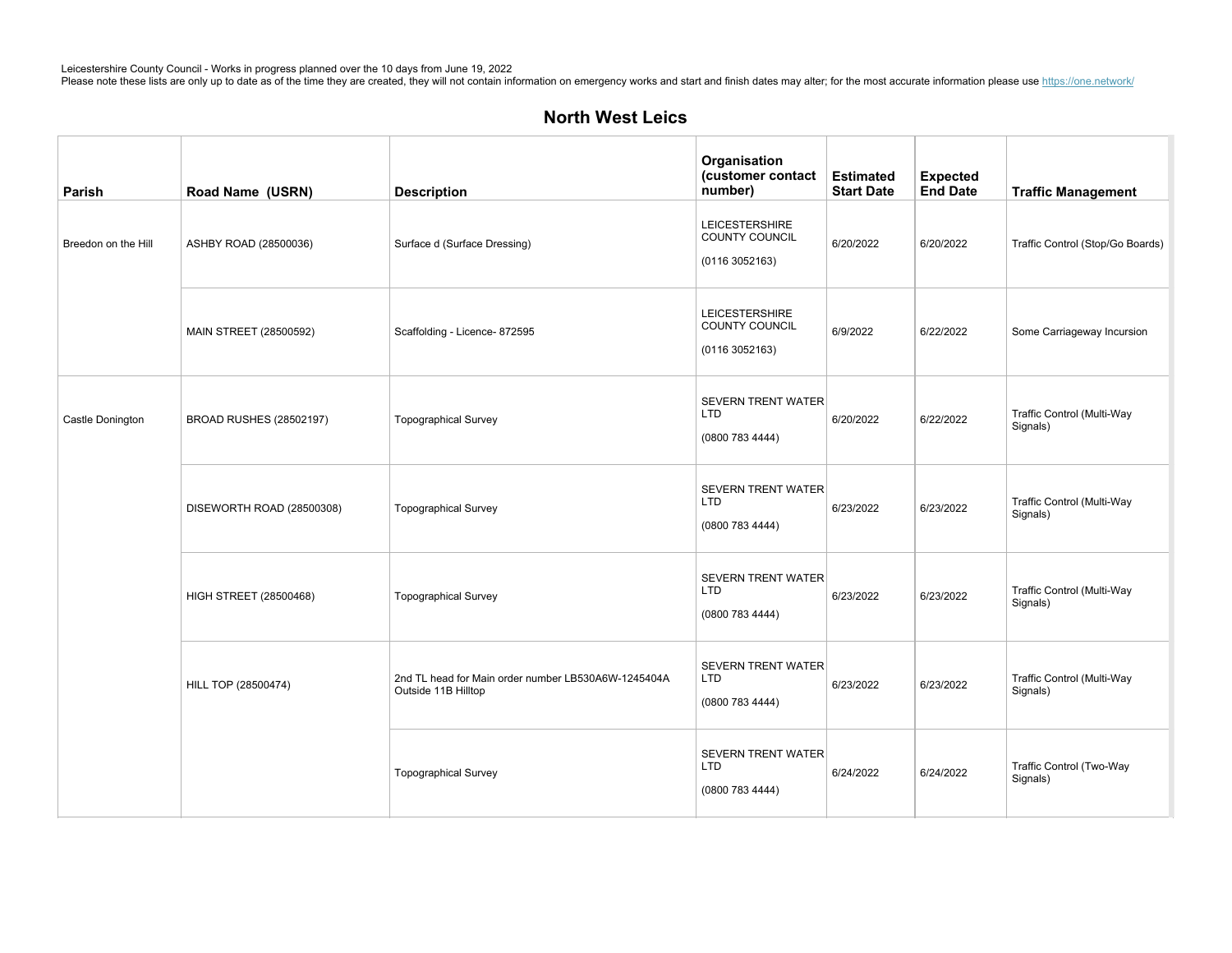Leicestershire County Council - Works in progress planned over the 10 days from June 19, 2022
Please note these lists are only up to date as of the time they are created, they will not contain information on emergency works and start and finish dates may alter; for the most accurate information please use https://one.network/

## North West Leics

| Parish | Road Name (USRN) | Description | Organisation (customer contact number) | Estimated Start Date | Expected End Date | Traffic Management |
|---|---|---|---|---|---|---|
| Breedon on the Hill | ASHBY ROAD (28500036) | Surface d (Surface Dressing) | LEICESTERSHIRE COUNTY COUNCIL (0116 3052163) | 6/20/2022 | 6/20/2022 | Traffic Control (Stop/Go Boards) |
| | MAIN STREET (28500592) | Scaffolding - Licence- 872595 | LEICESTERSHIRE COUNTY COUNCIL (0116 3052163) | 6/9/2022 | 6/22/2022 | Some Carriageway Incursion |
| Castle Donington | BROAD RUSHES (28502197) | Topographical Survey | SEVERN TRENT WATER LTD (0800 783 4444) | 6/20/2022 | 6/22/2022 | Traffic Control (Multi-Way Signals) |
| | DISEWORTH ROAD (28500308) | Topographical Survey | SEVERN TRENT WATER LTD (0800 783 4444) | 6/23/2022 | 6/23/2022 | Traffic Control (Multi-Way Signals) |
| | HIGH STREET (28500468) | Topographical Survey | SEVERN TRENT WATER LTD (0800 783 4444) | 6/23/2022 | 6/23/2022 | Traffic Control (Multi-Way Signals) |
| | HILL TOP (28500474) | 2nd TL head for Main order number LB530A6W-1245404A Outside 11B Hilltop | SEVERN TRENT WATER LTD (0800 783 4444) | 6/23/2022 | 6/23/2022 | Traffic Control (Multi-Way Signals) |
| | | Topographical Survey | SEVERN TRENT WATER LTD (0800 783 4444) | 6/24/2022 | 6/24/2022 | Traffic Control (Two-Way Signals) |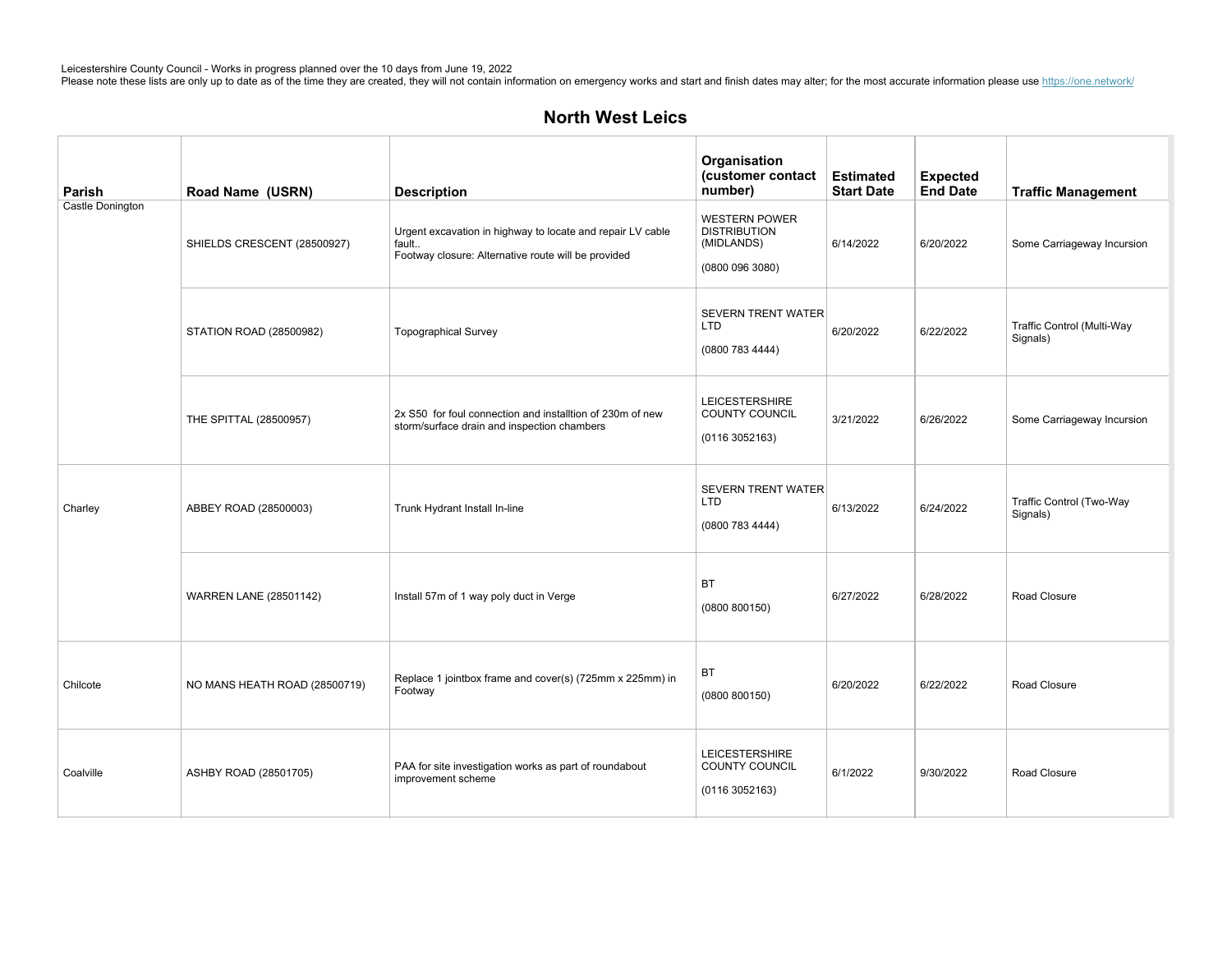Leicestershire County Council - Works in progress planned over the 10 days from June 19, 2022
Please note these lists are only up to date as of the time they are created, they will not contain information on emergency works and start and finish dates may alter; for the most accurate information please use https://one.network/

## North West Leics

| Parish | Road Name (USRN) | Description | Organisation (customer contact number) | Estimated Start Date | Expected End Date | Traffic Management |
|---|---|---|---|---|---|---|
| Castle Donington | SHIELDS CRESCENT (28500927) | Urgent excavation in highway to locate and repair LV cable fault.. Footway closure: Alternative route will be provided | WESTERN POWER DISTRIBUTION (MIDLANDS) (0800 096 3080) | 6/14/2022 | 6/20/2022 | Some Carriageway Incursion |
| | STATION ROAD (28500982) | Topographical Survey | SEVERN TRENT WATER LTD (0800 783 4444) | 6/20/2022 | 6/22/2022 | Traffic Control (Multi-Way Signals) |
| | THE SPITTAL (28500957) | 2x S50 for foul connection and installtion of 230m of new storm/surface drain and inspection chambers | LEICESTERSHIRE COUNTY COUNCIL (0116 3052163) | 3/21/2022 | 6/26/2022 | Some Carriageway Incursion |
| Charley | ABBEY ROAD (28500003) | Trunk Hydrant Install In-line | SEVERN TRENT WATER LTD (0800 783 4444) | 6/13/2022 | 6/24/2022 | Traffic Control (Two-Way Signals) |
| | WARREN LANE (28501142) | Install 57m of 1 way poly duct in Verge | BT (0800 800150) | 6/27/2022 | 6/28/2022 | Road Closure |
| Chilcote | NO MANS HEATH ROAD (28500719) | Replace 1 jointbox frame and cover(s) (725mm x 225mm) in Footway | BT (0800 800150) | 6/20/2022 | 6/22/2022 | Road Closure |
| Coalville | ASHBY ROAD (28501705) | PAA for site investigation works as part of roundabout improvement scheme | LEICESTERSHIRE COUNTY COUNCIL (0116 3052163) | 6/1/2022 | 9/30/2022 | Road Closure |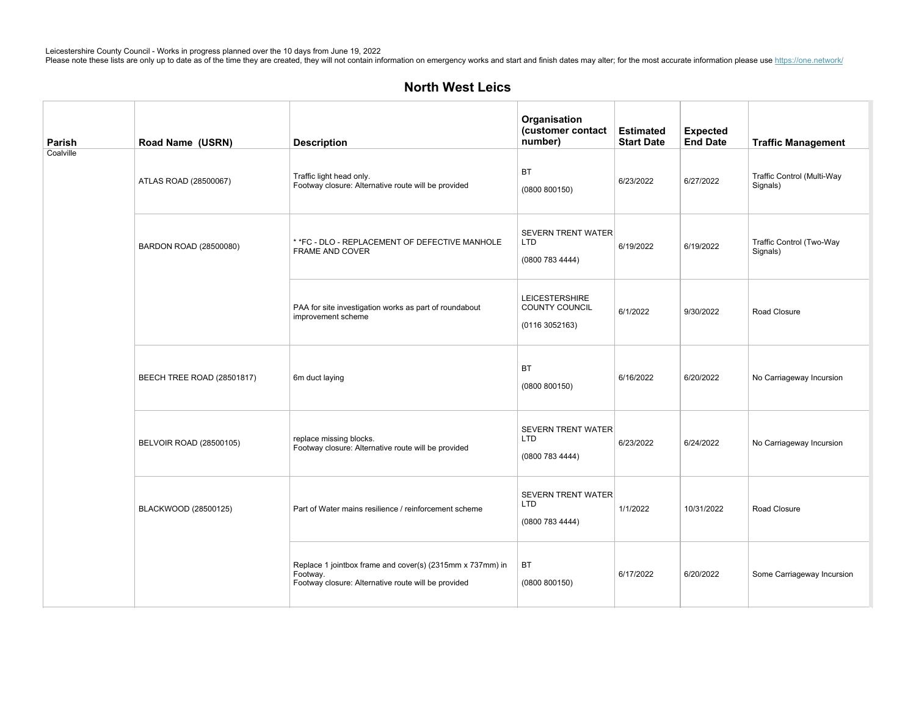Leicestershire County Council - Works in progress planned over the 10 days from June 19, 2022
Please note these lists are only up to date as of the time they are created, they will not contain information on emergency works and start and finish dates may alter; for the most accurate information please use https://one.network/

## North West Leics

| Parish | Road Name (USRN) | Description | Organisation (customer contact number) | Estimated Start Date | Expected End Date | Traffic Management |
|---|---|---|---|---|---|---|
| Coalville | ATLAS ROAD (28500067) | Traffic light head only.<br>Footway closure: Alternative route will be provided | BT<br>(0800 800150) | 6/23/2022 | 6/27/2022 | Traffic Control (Multi-Way Signals) |
| | BARDON ROAD (28500080) | * *FC - DLO - REPLACEMENT OF DEFECTIVE MANHOLE FRAME AND COVER | SEVERN TRENT WATER LTD<br>(0800 783 4444) | 6/19/2022 | 6/19/2022 | Traffic Control (Two-Way Signals) |
| | | PAA for site investigation works as part of roundabout improvement scheme | LEICESTERSHIRE COUNTY COUNCIL<br>(0116 3052163) | 6/1/2022 | 9/30/2022 | Road Closure |
| | BEECH TREE ROAD (28501817) | 6m duct laying | BT<br>(0800 800150) | 6/16/2022 | 6/20/2022 | No Carriageway Incursion |
| | BELVOIR ROAD (28500105) | replace missing blocks.<br>Footway closure: Alternative route will be provided | SEVERN TRENT WATER LTD<br>(0800 783 4444) | 6/23/2022 | 6/24/2022 | No Carriageway Incursion |
| | BLACKWOOD (28500125) | Part of Water mains resilience / reinforcement scheme | SEVERN TRENT WATER LTD<br>(0800 783 4444) | 1/1/2022 | 10/31/2022 | Road Closure |
| | | Replace 1 jointbox frame and cover(s) (2315mm x 737mm) in Footway.<br>Footway closure: Alternative route will be provided | BT<br>(0800 800150) | 6/17/2022 | 6/20/2022 | Some Carriageway Incursion |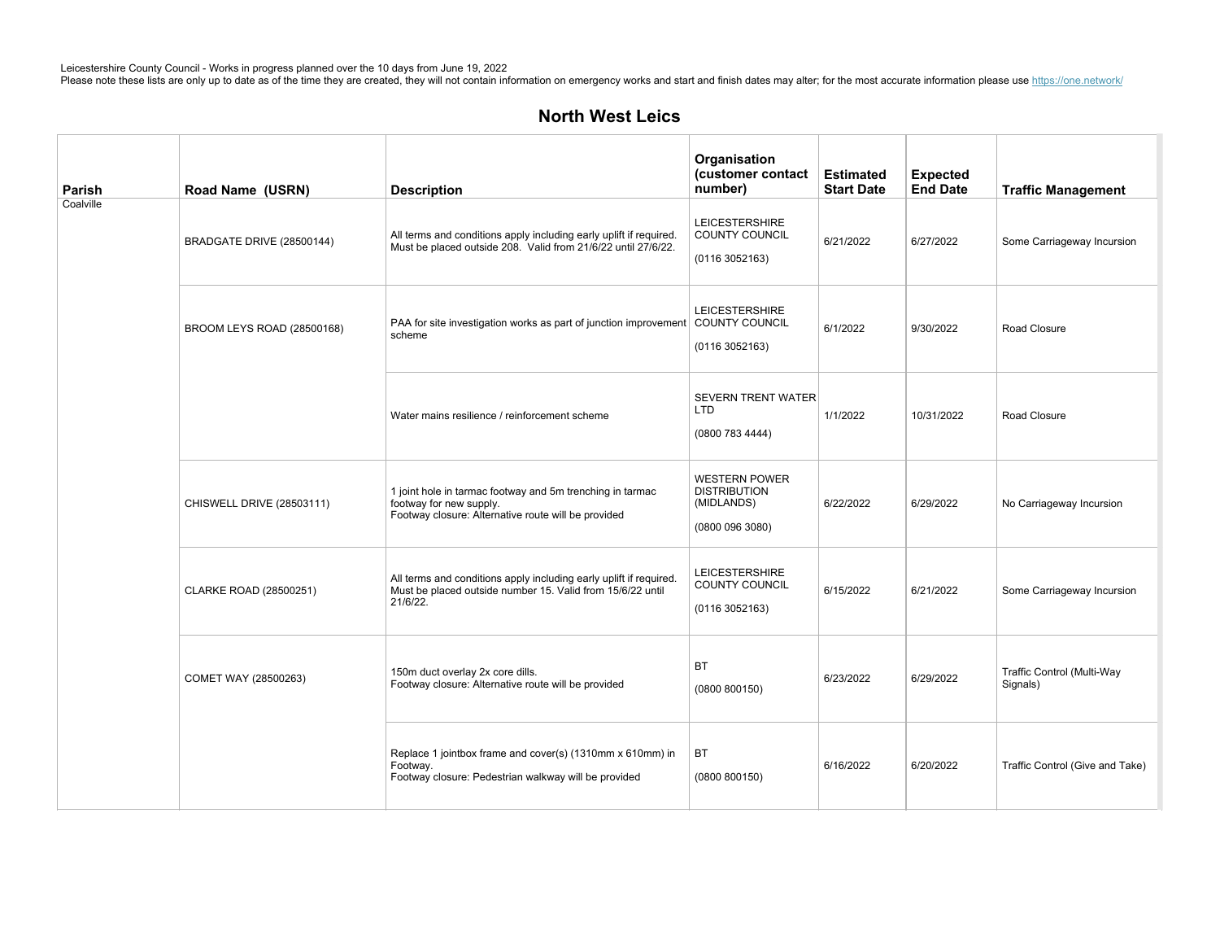Leicestershire County Council - Works in progress planned over the 10 days from June 19, 2022
Please note these lists are only up to date as of the time they are created, they will not contain information on emergency works and start and finish dates may alter; for the most accurate information please use https://one.network/

## North West Leics

| Parish | Road Name (USRN) | Description | Organisation (customer contact number) | Estimated Start Date | Expected End Date | Traffic Management |
|---|---|---|---|---|---|---|
| Coalville | BRADGATE DRIVE (28500144) | All terms and conditions apply including early uplift if required. Must be placed outside 208. Valid from 21/6/22 until 27/6/22. | LEICESTERSHIRE COUNTY COUNCIL (0116 3052163) | 6/21/2022 | 6/27/2022 | Some Carriageway Incursion |
| | BROOM LEYS ROAD (28500168) | PAA for site investigation works as part of junction improvement scheme | LEICESTERSHIRE COUNTY COUNCIL (0116 3052163) | 6/1/2022 | 9/30/2022 | Road Closure |
| | | Water mains resilience / reinforcement scheme | SEVERN TRENT WATER LTD (0800 783 4444) | 1/1/2022 | 10/31/2022 | Road Closure |
| | CHISWELL DRIVE (28503111) | 1 joint hole in tarmac footway and 5m trenching in tarmac footway for new supply. Footway closure: Alternative route will be provided | WESTERN POWER DISTRIBUTION (MIDLANDS) (0800 096 3080) | 6/22/2022 | 6/29/2022 | No Carriageway Incursion |
| | CLARKE ROAD (28500251) | All terms and conditions apply including early uplift if required. Must be placed outside number 15. Valid from 15/6/22 until 21/6/22. | LEICESTERSHIRE COUNTY COUNCIL (0116 3052163) | 6/15/2022 | 6/21/2022 | Some Carriageway Incursion |
| | COMET WAY (28500263) | 150m duct overlay 2x core dills. Footway closure: Alternative route will be provided | BT (0800 800150) | 6/23/2022 | 6/29/2022 | Traffic Control (Multi-Way Signals) |
| | | Replace 1 jointbox frame and cover(s) (1310mm x 610mm) in Footway. Footway closure: Pedestrian walkway will be provided | BT (0800 800150) | 6/16/2022 | 6/20/2022 | Traffic Control (Give and Take) |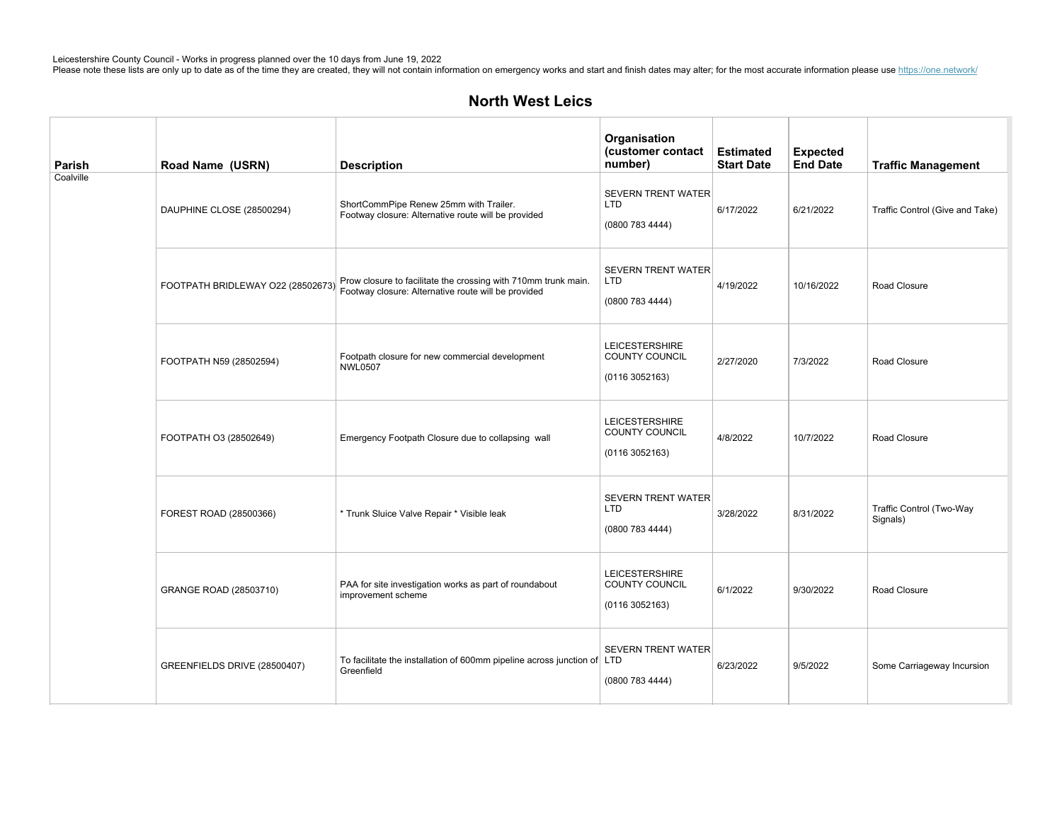Leicestershire County Council - Works in progress planned over the 10 days from June 19, 2022
Please note these lists are only up to date as of the time they are created, they will not contain information on emergency works and start and finish dates may alter; for the most accurate information please use https://one.network/

## North West Leics

| Parish | Road Name (USRN) | Description | Organisation (customer contact number) | Estimated Start Date | Expected End Date | Traffic Management |
|---|---|---|---|---|---|---|
| Coalville | DAUPHINE CLOSE (28500294) | ShortCommPipe Renew 25mm with Trailer. Footway closure: Alternative route will be provided | SEVERN TRENT WATER LTD (0800 783 4444) | 6/17/2022 | 6/21/2022 | Traffic Control (Give and Take) |
| | FOOTPATH BRIDLEWAY O22 (28502673) | Prow closure to facilitate the crossing with 710mm trunk main. Footway closure: Alternative route will be provided | SEVERN TRENT WATER LTD (0800 783 4444) | 4/19/2022 | 10/16/2022 | Road Closure |
| | FOOTPATH N59 (28502594) | Footpath closure for new commercial development NWL0507 | LEICESTERSHIRE COUNTY COUNCIL (0116 3052163) | 2/27/2020 | 7/3/2022 | Road Closure |
| | FOOTPATH O3 (28502649) | Emergency Footpath Closure due to collapsing wall | LEICESTERSHIRE COUNTY COUNCIL (0116 3052163) | 4/8/2022 | 10/7/2022 | Road Closure |
| | FOREST ROAD (28500366) | * Trunk Sluice Valve Repair * Visible leak | SEVERN TRENT WATER LTD (0800 783 4444) | 3/28/2022 | 8/31/2022 | Traffic Control (Two-Way Signals) |
| | GRANGE ROAD (28503710) | PAA for site investigation works as part of roundabout improvement scheme | LEICESTERSHIRE COUNTY COUNCIL (0116 3052163) | 6/1/2022 | 9/30/2022 | Road Closure |
| | GREENFIELDS DRIVE (28500407) | To facilitate the installation of 600mm pipeline across junction of Greenfield | SEVERN TRENT WATER LTD (0800 783 4444) | 6/23/2022 | 9/5/2022 | Some Carriageway Incursion |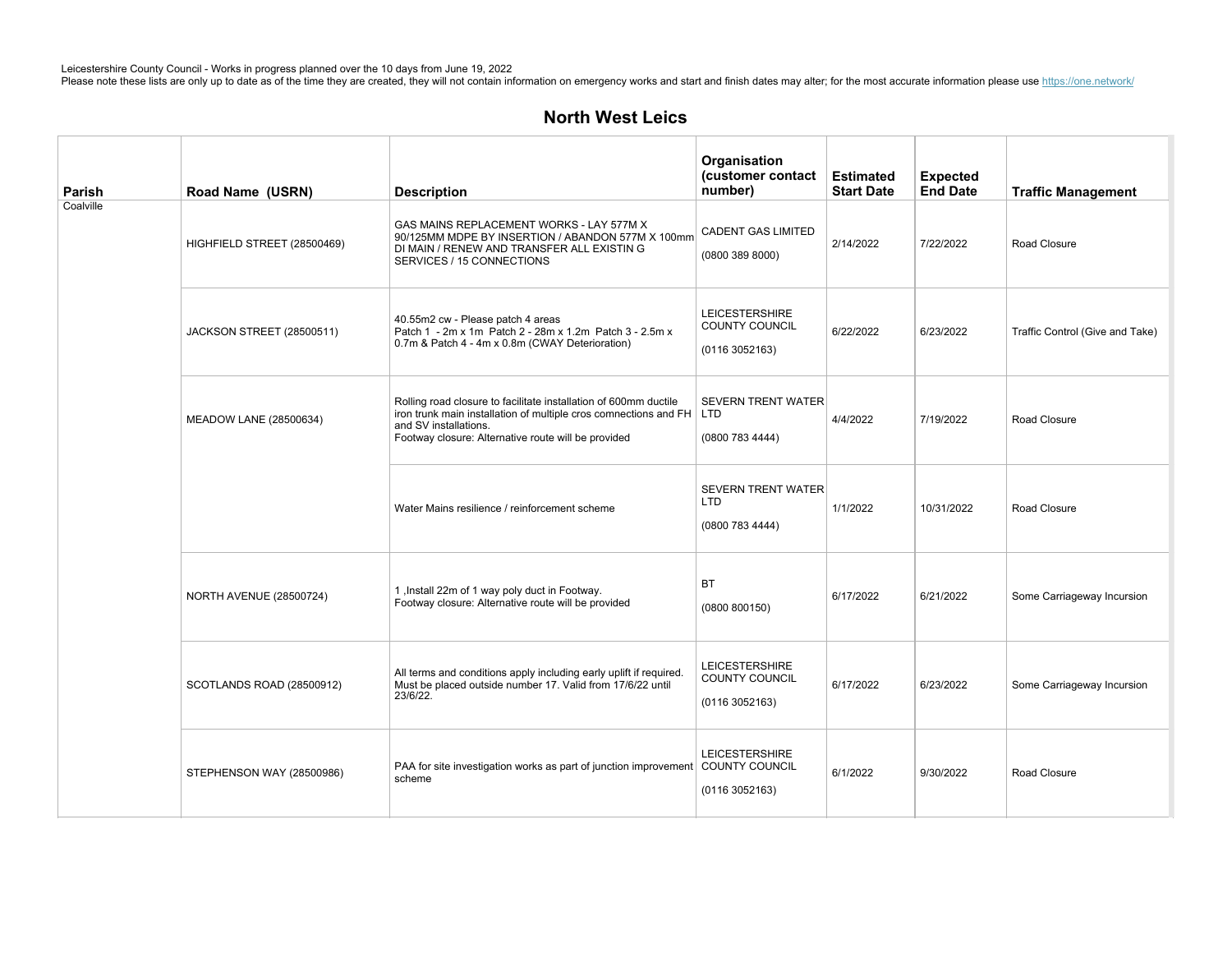Leicestershire County Council - Works in progress planned over the 10 days from June 19, 2022
Please note these lists are only up to date as of the time they are created, they will not contain information on emergency works and start and finish dates may alter; for the most accurate information please use https://one.network/

## North West Leics

| Parish | Road Name (USRN) | Description | Organisation (customer contact number) | Estimated Start Date | Expected End Date | Traffic Management |
|---|---|---|---|---|---|---|
| Coalville | HIGHFIELD STREET (28500469) | GAS MAINS REPLACEMENT WORKS - LAY 577M X 90/125MM MDPE BY INSERTION / ABANDON 577M X 100mm DI MAIN / RENEW AND TRANSFER ALL EXISTIN G SERVICES / 15 CONNECTIONS | CADENT GAS LIMITED (0800 389 8000) | 2/14/2022 | 7/22/2022 | Road Closure |
| | JACKSON STREET (28500511) | 40.55m2 cw - Please patch 4 areas Patch 1 - 2m x 1m Patch 2 - 28m x 1.2m Patch 3 - 2.5m x 0.7m & Patch 4 - 4m x 0.8m (CWAY Deterioration) | LEICESTERSHIRE COUNTY COUNCIL (0116 3052163) | 6/22/2022 | 6/23/2022 | Traffic Control (Give and Take) |
| | MEADOW LANE (28500634) | Rolling road closure to facilitate installation of 600mm ductile iron trunk main installation of multiple cros comnections and FH and SV installations. Footway closure: Alternative route will be provided | SEVERN TRENT WATER LTD (0800 783 4444) | 4/4/2022 | 7/19/2022 | Road Closure |
| | | Water Mains resilience / reinforcement scheme | SEVERN TRENT WATER LTD (0800 783 4444) | 1/1/2022 | 10/31/2022 | Road Closure |
| | NORTH AVENUE (28500724) | 1 ,Install 22m of 1 way poly duct in Footway. Footway closure: Alternative route will be provided | BT (0800 800150) | 6/17/2022 | 6/21/2022 | Some Carriageway Incursion |
| | SCOTLANDS ROAD (28500912) | All terms and conditions apply including early uplift if required. Must be placed outside number 17. Valid from 17/6/22 until 23/6/22. | LEICESTERSHIRE COUNTY COUNCIL (0116 3052163) | 6/17/2022 | 6/23/2022 | Some Carriageway Incursion |
| | STEPHENSON WAY (28500986) | PAA for site investigation works as part of junction improvement scheme | LEICESTERSHIRE COUNTY COUNCIL (0116 3052163) | 6/1/2022 | 9/30/2022 | Road Closure |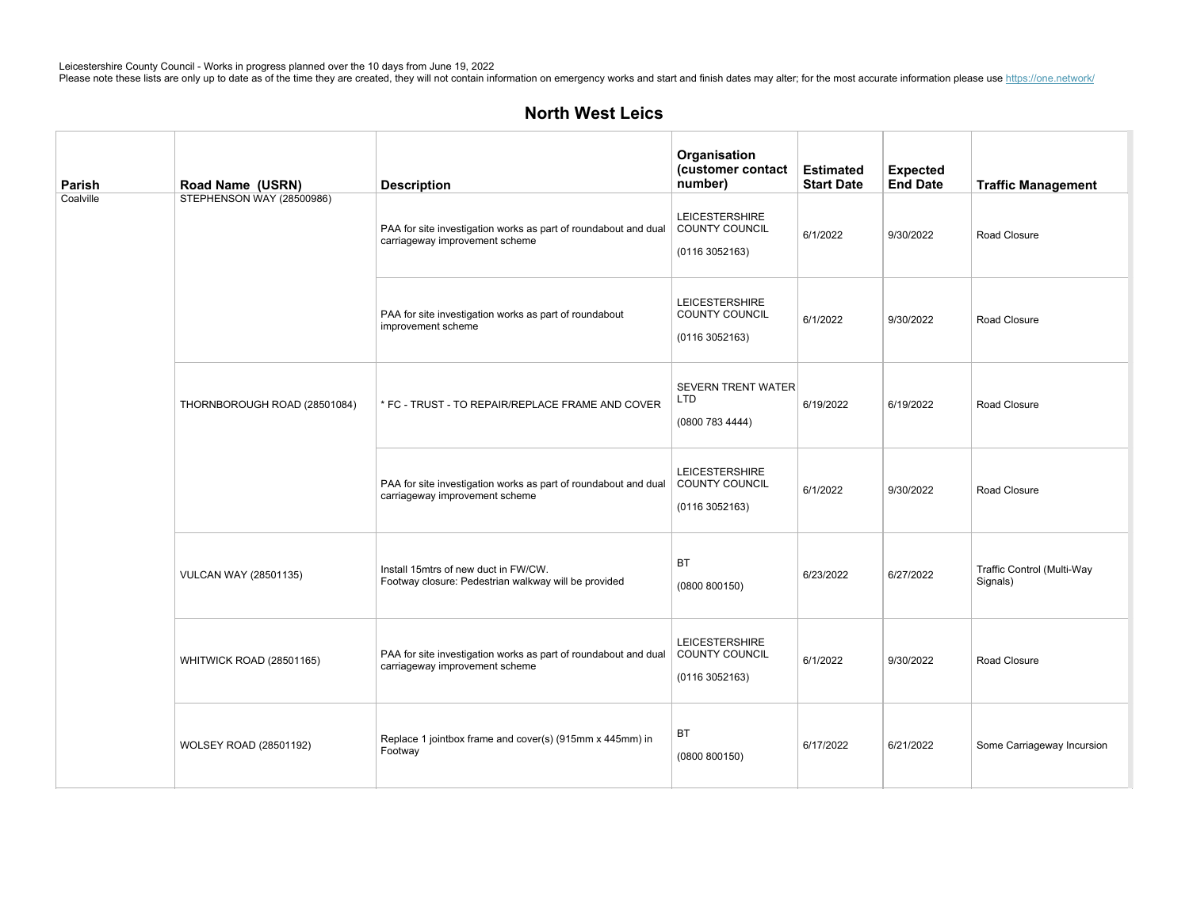Leicestershire County Council - Works in progress planned over the 10 days from June 19, 2022
Please note these lists are only up to date as of the time they are created, they will not contain information on emergency works and start and finish dates may alter; for the most accurate information please use https://one.network/

## North West Leics

| Parish | Road Name (USRN) | Description | Organisation (customer contact number) | Estimated Start Date | Expected End Date | Traffic Management |
|---|---|---|---|---|---|---|
| Coalville | STEPHENSON WAY (28500986) | PAA for site investigation works as part of roundabout and dual carriageway improvement scheme | LEICESTERSHIRE COUNTY COUNCIL (0116 3052163) | 6/1/2022 | 9/30/2022 | Road Closure |
| | | PAA for site investigation works as part of roundabout improvement scheme | LEICESTERSHIRE COUNTY COUNCIL (0116 3052163) | 6/1/2022 | 9/30/2022 | Road Closure |
| | THORNBOROUGH ROAD (28501084) | * FC - TRUST - TO REPAIR/REPLACE FRAME AND COVER | SEVERN TRENT WATER LTD (0800 783 4444) | 6/19/2022 | 6/19/2022 | Road Closure |
| | | PAA for site investigation works as part of roundabout and dual carriageway improvement scheme | LEICESTERSHIRE COUNTY COUNCIL (0116 3052163) | 6/1/2022 | 9/30/2022 | Road Closure |
| | VULCAN WAY (28501135) | Install 15mtrs of new duct in FW/CW. Footway closure: Pedestrian walkway will be provided | BT (0800 800150) | 6/23/2022 | 6/27/2022 | Traffic Control (Multi-Way Signals) |
| | WHITWICK ROAD (28501165) | PAA for site investigation works as part of roundabout and dual carriageway improvement scheme | LEICESTERSHIRE COUNTY COUNCIL (0116 3052163) | 6/1/2022 | 9/30/2022 | Road Closure |
| | WOLSEY ROAD (28501192) | Replace 1 jointbox frame and cover(s) (915mm x 445mm) in Footway | BT (0800 800150) | 6/17/2022 | 6/21/2022 | Some Carriageway Incursion |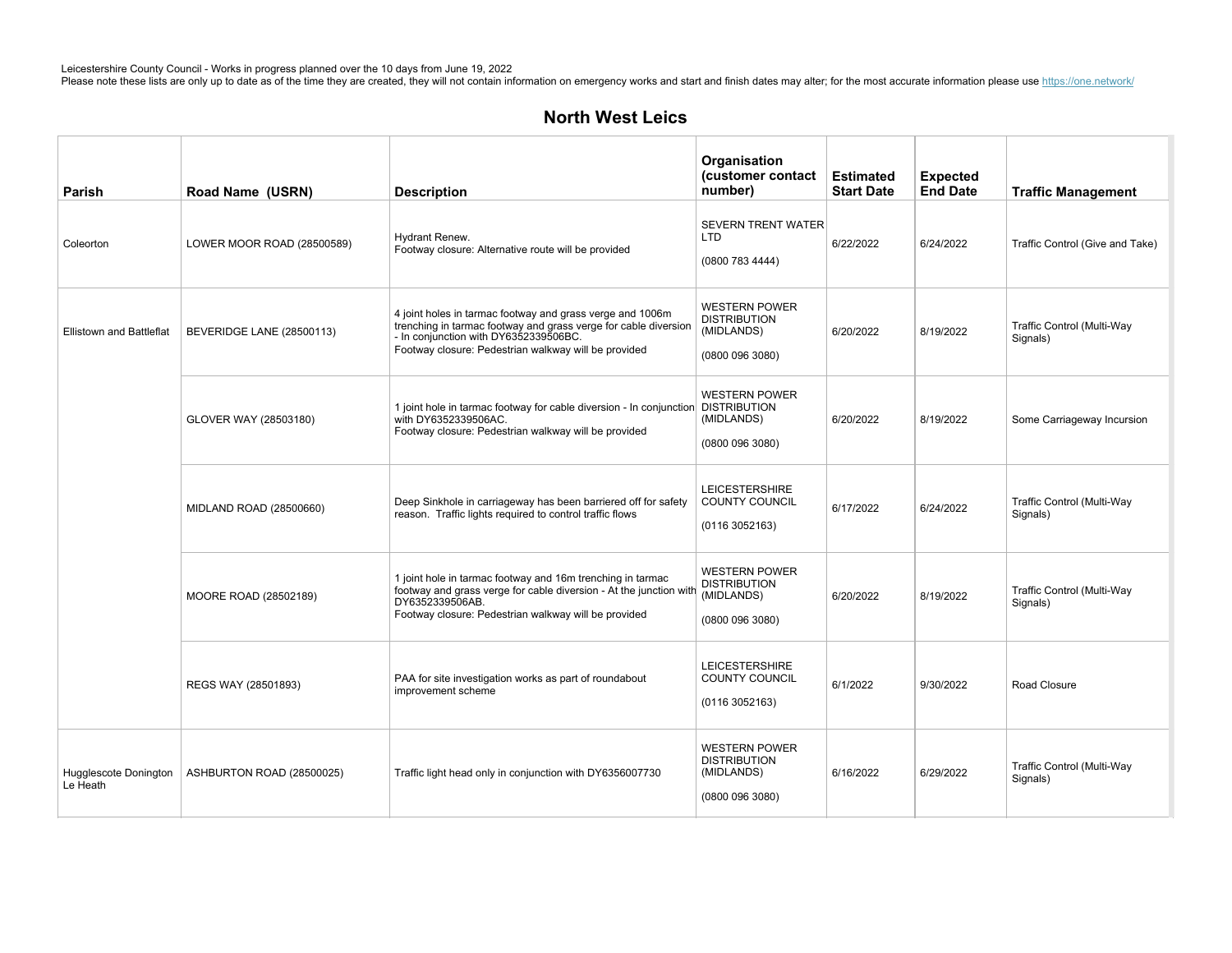Leicestershire County Council - Works in progress planned over the 10 days from June 19, 2022
Please note these lists are only up to date as of the time they are created, they will not contain information on emergency works and start and finish dates may alter; for the most accurate information please use https://one.network/

## North West Leics

| Parish | Road Name (USRN) | Description | Organisation (customer contact number) | Estimated Start Date | Expected End Date | Traffic Management |
|---|---|---|---|---|---|---|
| Coleorton | LOWER MOOR ROAD (28500589) | Hydrant Renew.<br>Footway closure: Alternative route will be provided | SEVERN TRENT WATER LTD<br><br>(0800 783 4444) | 6/22/2022 | 6/24/2022 | Traffic Control (Give and Take) |
| Ellistown and Battleflat | BEVERIDGE LANE (28500113) | 4 joint holes in tarmac footway and grass verge and 1006m trenching in tarmac footway and grass verge for cable diversion - In conjunction with DY6352339506BC.<br>Footway closure: Pedestrian walkway will be provided | WESTERN POWER DISTRIBUTION (MIDLANDS)<br><br>(0800 096 3080) | 6/20/2022 | 8/19/2022 | Traffic Control (Multi-Way Signals) |
| | GLOVER WAY (28503180) | 1 joint hole in tarmac footway for cable diversion - In conjunction with DY6352339506AC.<br>Footway closure: Pedestrian walkway will be provided | WESTERN POWER DISTRIBUTION (MIDLANDS)<br><br>(0800 096 3080) | 6/20/2022 | 8/19/2022 | Some Carriageway Incursion |
| | MIDLAND ROAD (28500660) | Deep Sinkhole in carriageway has been barriered off for safety reason. Traffic lights required to control traffic flows | LEICESTERSHIRE COUNTY COUNCIL<br><br>(0116 3052163) | 6/17/2022 | 6/24/2022 | Traffic Control (Multi-Way Signals) |
| | MOORE ROAD (28502189) | 1 joint hole in tarmac footway and 16m trenching in tarmac footway and grass verge for cable diversion - At the junction with DY6352339506AB.<br>Footway closure: Pedestrian walkway will be provided | WESTERN POWER DISTRIBUTION (MIDLANDS)<br><br>(0800 096 3080) | 6/20/2022 | 8/19/2022 | Traffic Control (Multi-Way Signals) |
| | REGS WAY (28501893) | PAA for site investigation works as part of roundabout improvement scheme | LEICESTERSHIRE COUNTY COUNCIL<br><br>(0116 3052163) | 6/1/2022 | 9/30/2022 | Road Closure |
| Hugglescote Donington Le Heath | ASHBURTON ROAD (28500025) | Traffic light head only in conjunction with DY6356007730 | WESTERN POWER DISTRIBUTION (MIDLANDS)<br><br>(0800 096 3080) | 6/16/2022 | 6/29/2022 | Traffic Control (Multi-Way Signals) |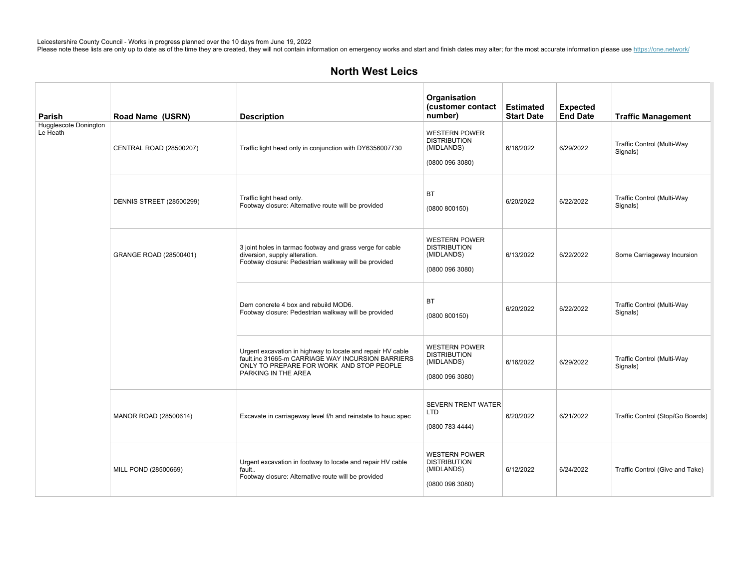Leicestershire County Council - Works in progress planned over the 10 days from June 19, 2022
Please note these lists are only up to date as of the time they are created, they will not contain information on emergency works and start and finish dates may alter; for the most accurate information please use https://one.network/

## North West Leics

| Parish | Road Name (USRN) | Description | Organisation (customer contact number) | Estimated Start Date | Expected End Date | Traffic Management |
|---|---|---|---|---|---|---|
| Hugglescote Donington Le Heath | CENTRAL ROAD (28500207) | Traffic light head only in conjunction with DY6356007730 | WESTERN POWER DISTRIBUTION (MIDLANDS) (0800 096 3080) | 6/16/2022 | 6/29/2022 | Traffic Control (Multi-Way Signals) |
| | DENNIS STREET (28500299) | Traffic light head only. Footway closure: Alternative route will be provided | BT (0800 800150) | 6/20/2022 | 6/22/2022 | Traffic Control (Multi-Way Signals) |
| | GRANGE ROAD (28500401) | 3 joint holes in tarmac footway and grass verge for cable diversion, supply alteration. Footway closure: Pedestrian walkway will be provided | WESTERN POWER DISTRIBUTION (MIDLANDS) (0800 096 3080) | 6/13/2022 | 6/22/2022 | Some Carriageway Incursion |
| | | Dem concrete 4 box and rebuild MOD6. Footway closure: Pedestrian walkway will be provided | BT (0800 800150) | 6/20/2022 | 6/22/2022 | Traffic Control (Multi-Way Signals) |
| | | Urgent excavation in highway to locate and repair HV cable fault.inc 31665-m CARRIAGE WAY INCURSION BARRIERS ONLY TO PREPARE FOR WORK AND STOP PEOPLE PARKING IN THE AREA | WESTERN POWER DISTRIBUTION (MIDLANDS) (0800 096 3080) | 6/16/2022 | 6/29/2022 | Traffic Control (Multi-Way Signals) |
| | MANOR ROAD (28500614) | Excavate in carriageway level f/h and reinstate to hauc spec | SEVERN TRENT WATER LTD (0800 783 4444) | 6/20/2022 | 6/21/2022 | Traffic Control (Stop/Go Boards) |
| | MILL POND (28500669) | Urgent excavation in footway to locate and repair HV cable fault.. Footway closure: Alternative route will be provided | WESTERN POWER DISTRIBUTION (MIDLANDS) (0800 096 3080) | 6/12/2022 | 6/24/2022 | Traffic Control (Give and Take) |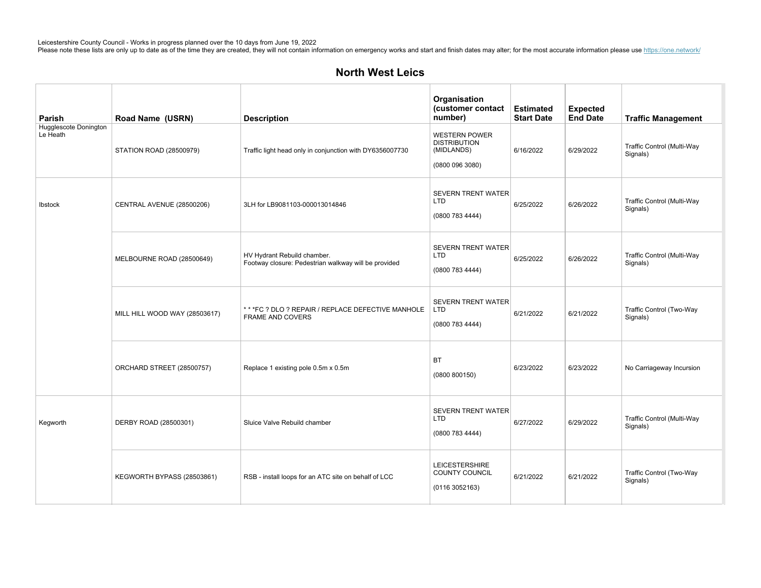Leicestershire County Council - Works in progress planned over the 10 days from June 19, 2022
Please note these lists are only up to date as of the time they are created, they will not contain information on emergency works and start and finish dates may alter; for the most accurate information please use https://one.network/

## North West Leics

| Parish | Road Name (USRN) | Description | Organisation (customer contact number) | Estimated Start Date | Expected End Date | Traffic Management |
|---|---|---|---|---|---|---|
| Hugglescote Donington Le Heath | STATION ROAD (28500979) | Traffic light head only in conjunction with DY6356007730 | WESTERN POWER DISTRIBUTION (MIDLANDS) (0800 096 3080) | 6/16/2022 | 6/29/2022 | Traffic Control (Multi-Way Signals) |
| Ibstock | CENTRAL AVENUE (28500206) | 3LH for LB9081103-000013014846 | SEVERN TRENT WATER LTD (0800 783 4444) | 6/25/2022 | 6/26/2022 | Traffic Control (Multi-Way Signals) |
| | MELBOURNE ROAD (28500649) | HV Hydrant Rebuild chamber. Footway closure: Pedestrian walkway will be provided | SEVERN TRENT WATER LTD (0800 783 4444) | 6/25/2022 | 6/26/2022 | Traffic Control (Multi-Way Signals) |
| | MILL HILL WOOD WAY (28503617) | * * *FC ? DLO ? REPAIR / REPLACE DEFECTIVE MANHOLE FRAME AND COVERS | SEVERN TRENT WATER LTD (0800 783 4444) | 6/21/2022 | 6/21/2022 | Traffic Control (Two-Way Signals) |
| | ORCHARD STREET (28500757) | Replace 1 existing pole 0.5m x 0.5m | BT (0800 800150) | 6/23/2022 | 6/23/2022 | No Carriageway Incursion |
| Kegworth | DERBY ROAD (28500301) | Sluice Valve Rebuild chamber | SEVERN TRENT WATER LTD (0800 783 4444) | 6/27/2022 | 6/29/2022 | Traffic Control (Multi-Way Signals) |
| | KEGWORTH BYPASS (28503861) | RSB - install loops for an ATC site on behalf of LCC | LEICESTERSHIRE COUNTY COUNCIL (0116 3052163) | 6/21/2022 | 6/21/2022 | Traffic Control (Two-Way Signals) |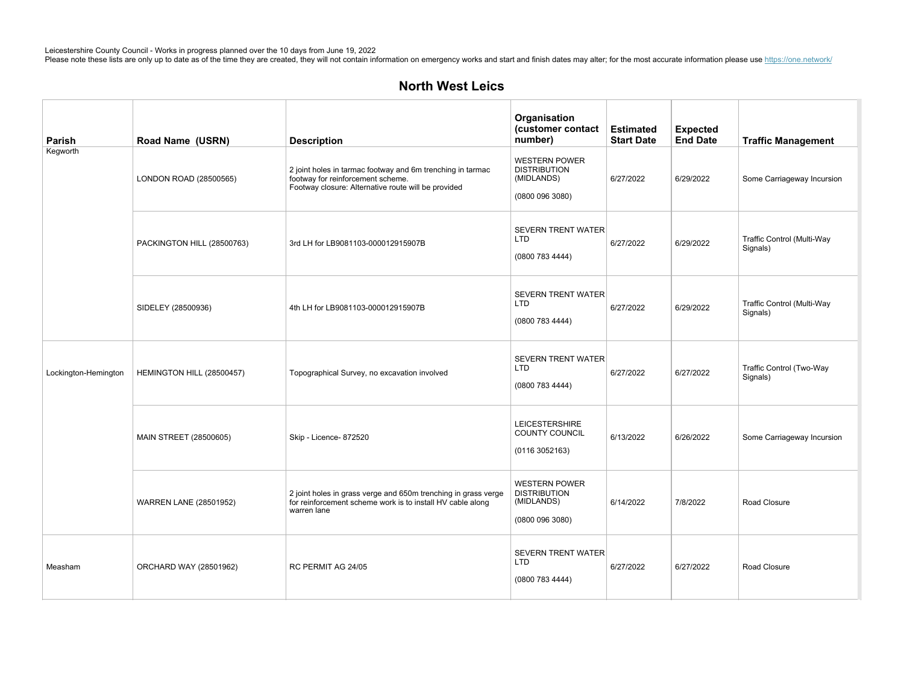Leicestershire County Council - Works in progress planned over the 10 days from June 19, 2022
Please note these lists are only up to date as of the time they are created, they will not contain information on emergency works and start and finish dates may alter; for the most accurate information please use https://one.network/

## North West Leics

| Parish | Road Name (USRN) | Description | Organisation (customer contact number) | Estimated Start Date | Expected End Date | Traffic Management |
|---|---|---|---|---|---|---|
| Kegworth | LONDON ROAD (28500565) | 2 joint holes in tarmac footway and 6m trenching in tarmac footway for reinforcement scheme. Footway closure: Alternative route will be provided | WESTERN POWER DISTRIBUTION (MIDLANDS) (0800 096 3080) | 6/27/2022 | 6/29/2022 | Some Carriageway Incursion |
| | PACKINGTON HILL (28500763) | 3rd LH for LB9081103-000012915907B | SEVERN TRENT WATER LTD (0800 783 4444) | 6/27/2022 | 6/29/2022 | Traffic Control (Multi-Way Signals) |
| | SIDELEY (28500936) | 4th LH for LB9081103-000012915907B | SEVERN TRENT WATER LTD (0800 783 4444) | 6/27/2022 | 6/29/2022 | Traffic Control (Multi-Way Signals) |
| Lockington-Hemington | HEMINGTON HILL (28500457) | Topographical Survey, no excavation involved | SEVERN TRENT WATER LTD (0800 783 4444) | 6/27/2022 | 6/27/2022 | Traffic Control (Two-Way Signals) |
| | MAIN STREET (28500605) | Skip - Licence- 872520 | LEICESTERSHIRE COUNTY COUNCIL (0116 3052163) | 6/13/2022 | 6/26/2022 | Some Carriageway Incursion |
| | WARREN LANE (28501952) | 2 joint holes in grass verge and 650m trenching in grass verge for reinforcement scheme work is to install HV cable along warren lane | WESTERN POWER DISTRIBUTION (MIDLANDS) (0800 096 3080) | 6/14/2022 | 7/8/2022 | Road Closure |
| Measham | ORCHARD WAY (28501962) | RC PERMIT AG 24/05 | SEVERN TRENT WATER LTD (0800 783 4444) | 6/27/2022 | 6/27/2022 | Road Closure |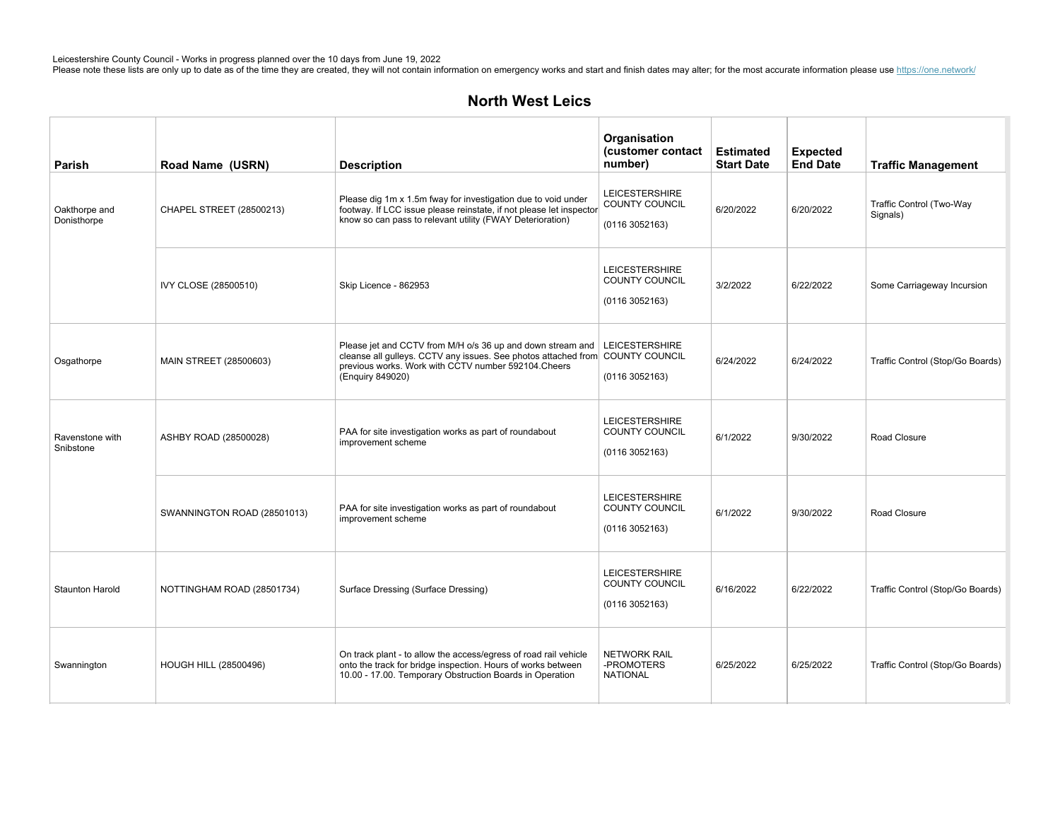Leicestershire County Council - Works in progress planned over the 10 days from June 19, 2022
Please note these lists are only up to date as of the time they are created, they will not contain information on emergency works and start and finish dates may alter; for the most accurate information please use https://one.network/

## North West Leics

| Parish | Road Name (USRN) | Description | Organisation (customer contact number) | Estimated Start Date | Expected End Date | Traffic Management |
|---|---|---|---|---|---|---|
| Oakthorpe and Donisthorpe | CHAPEL STREET (28500213) | Please dig 1m x 1.5m fway for investigation due to void under footway. If LCC issue please reinstate, if not please let inspector know so can pass to relevant utility (FWAY Deterioration) | LEICESTERSHIRE COUNTY COUNCIL (0116 3052163) | 6/20/2022 | 6/20/2022 | Traffic Control (Two-Way Signals) |
| | IVY CLOSE (28500510) | Skip Licence - 862953 | LEICESTERSHIRE COUNTY COUNCIL (0116 3052163) | 3/2/2022 | 6/22/2022 | Some Carriageway Incursion |
| Osgathorpe | MAIN STREET (28500603) | Please jet and CCTV from M/H o/s 36 up and down stream and cleanse all gulleys. CCTV any issues. See photos attached from previous works. Work with CCTV number 592104.Cheers (Enquiry 849020) | LEICESTERSHIRE COUNTY COUNCIL (0116 3052163) | 6/24/2022 | 6/24/2022 | Traffic Control (Stop/Go Boards) |
| Ravenstone with Snibstone | ASHBY ROAD (28500028) | PAA for site investigation works as part of roundabout improvement scheme | LEICESTERSHIRE COUNTY COUNCIL (0116 3052163) | 6/1/2022 | 9/30/2022 | Road Closure |
| | SWANNINGTON ROAD (28501013) | PAA for site investigation works as part of roundabout improvement scheme | LEICESTERSHIRE COUNTY COUNCIL (0116 3052163) | 6/1/2022 | 9/30/2022 | Road Closure |
| Staunton Harold | NOTTINGHAM ROAD (28501734) | Surface Dressing (Surface Dressing) | LEICESTERSHIRE COUNTY COUNCIL (0116 3052163) | 6/16/2022 | 6/22/2022 | Traffic Control (Stop/Go Boards) |
| Swannington | HOUGH HILL (28500496) | On track plant - to allow the access/egress of road rail vehicle onto the track for bridge inspection. Hours of works between 10.00 - 17.00. Temporary Obstruction Boards in Operation | NETWORK RAIL -PROMOTERS NATIONAL | 6/25/2022 | 6/25/2022 | Traffic Control (Stop/Go Boards) |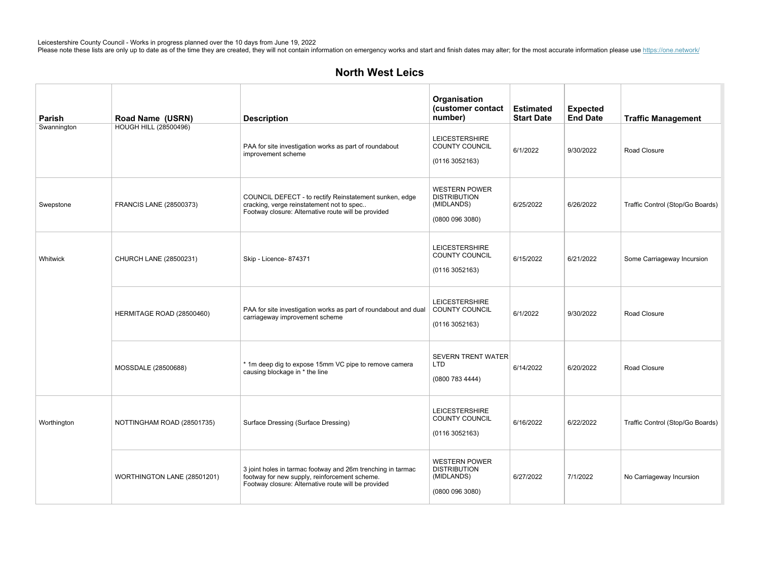Leicestershire County Council - Works in progress planned over the 10 days from June 19, 2022
Please note these lists are only up to date as of the time they are created, they will not contain information on emergency works and start and finish dates may alter; for the most accurate information please use https://one.network/

## North West Leics

| Parish | Road Name (USRN) | Description | Organisation (customer contact number) | Estimated Start Date | Expected End Date | Traffic Management |
|---|---|---|---|---|---|---|
| Swannington | HOUGH HILL (28500496) | PAA for site investigation works as part of roundabout improvement scheme | LEICESTERSHIRE COUNTY COUNCIL (0116 3052163) | 6/1/2022 | 9/30/2022 | Road Closure |
| Swepstone | FRANCIS LANE (28500373) | COUNCIL DEFECT - to rectify Reinstatement sunken, edge cracking, verge reinstatement not to spec.. Footway closure: Alternative route will be provided | WESTERN POWER DISTRIBUTION (MIDLANDS) (0800 096 3080) | 6/25/2022 | 6/26/2022 | Traffic Control (Stop/Go Boards) |
| Whitwick | CHURCH LANE (28500231) | Skip - Licence- 874371 | LEICESTERSHIRE COUNTY COUNCIL (0116 3052163) | 6/15/2022 | 6/21/2022 | Some Carriageway Incursion |
| | HERMITAGE ROAD (28500460) | PAA for site investigation works as part of roundabout and dual carriageway improvement scheme | LEICESTERSHIRE COUNTY COUNCIL (0116 3052163) | 6/1/2022 | 9/30/2022 | Road Closure |
| | MOSSDALE (28500688) | * 1m deep dig to expose 15mm VC pipe to remove camera causing blockage in * the line | SEVERN TRENT WATER LTD (0800 783 4444) | 6/14/2022 | 6/20/2022 | Road Closure |
| Worthington | NOTTINGHAM ROAD (28501735) | Surface Dressing (Surface Dressing) | LEICESTERSHIRE COUNTY COUNCIL (0116 3052163) | 6/16/2022 | 6/22/2022 | Traffic Control (Stop/Go Boards) |
| | WORTHINGTON LANE (28501201) | 3 joint holes in tarmac footway and 26m trenching in tarmac footway for new supply, reinforcement scheme. Footway closure: Alternative route will be provided | WESTERN POWER DISTRIBUTION (MIDLANDS) (0800 096 3080) | 6/27/2022 | 7/1/2022 | No Carriageway Incursion |